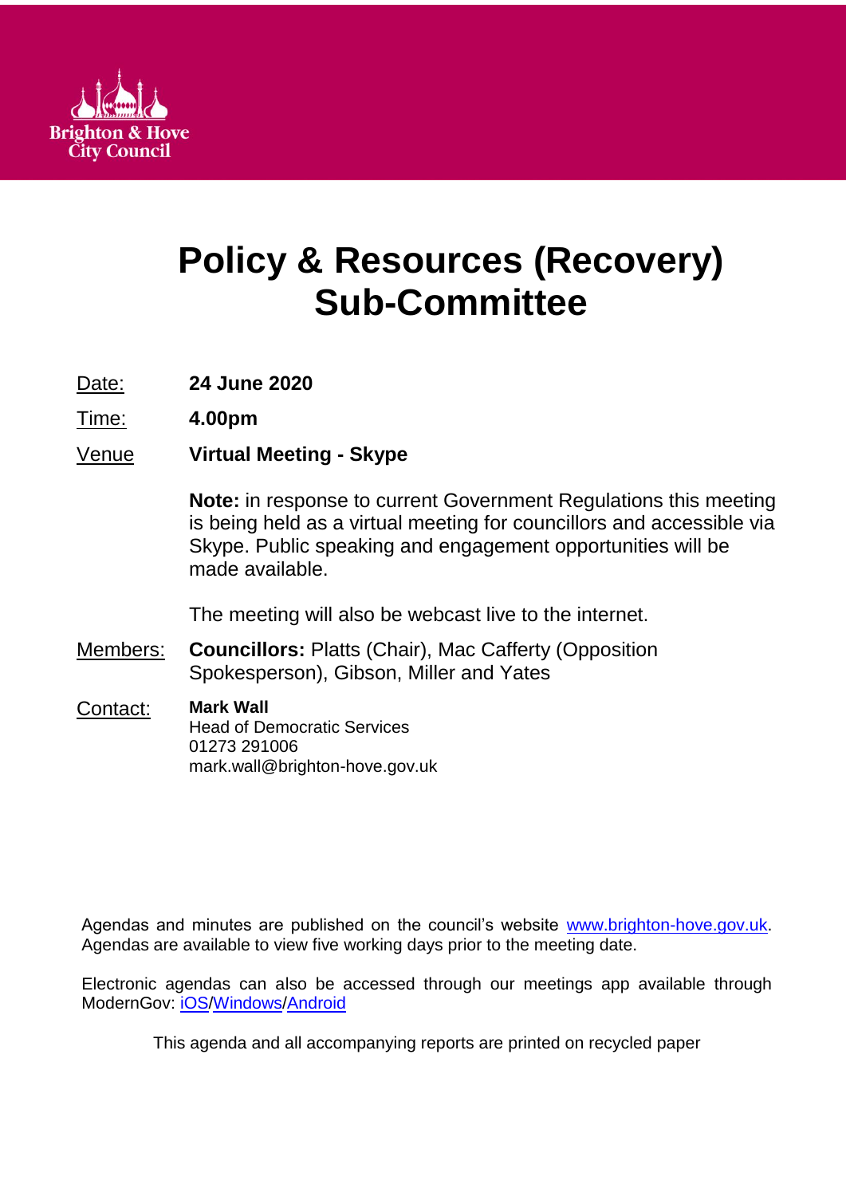Brighton & Hove City Council

# Policy & Resources (Recovery) Sub-Committee

Date: **24 June 2020**

Time: **4.00pm**

Venue **Virtual Meeting - Skype**

**Note:** in response to current Government Regulations this meeting is being held as a virtual meeting for councillors and accessible via Skype. Public speaking and engagement opportunities will be made available.

The meeting will also be webcast live to the internet.

Members: **Councillors:** Platts (Chair), Mac Cafferty (Opposition Spokesperson), Gibson, Miller and Yates

Contact: **Mark Wall**
Head of Democratic Services
01273 291006
mark.wall@brighton-hove.gov.uk

Agendas and minutes are published on the council's website www.brighton-hove.gov.uk. Agendas are available to view five working days prior to the meeting date.

Electronic agendas can also be accessed through our meetings app available through ModernGov: iOS/Windows/Android

This agenda and all accompanying reports are printed on recycled paper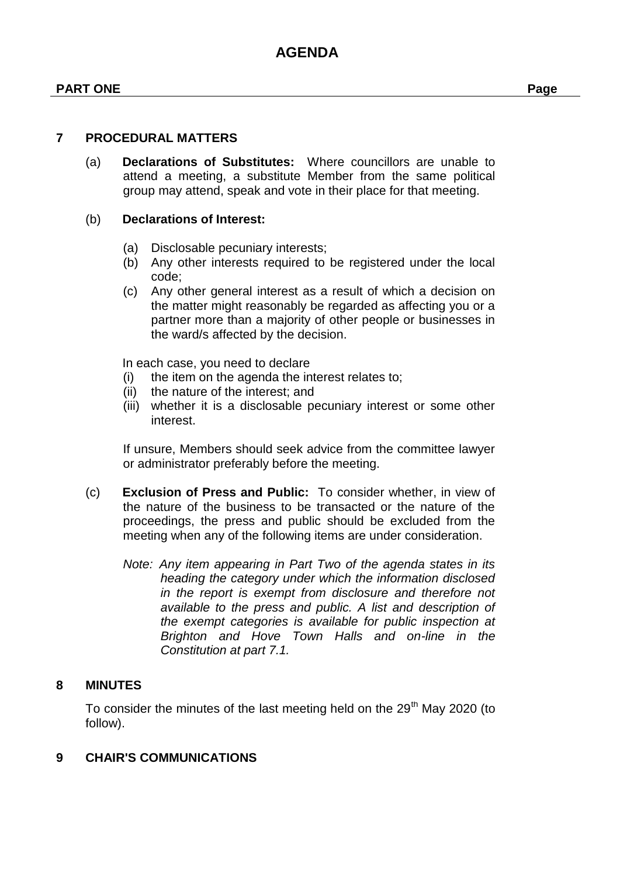# AGENDA

**PART ONE** **Page**

## 7 PROCEDURAL MATTERS

(a) **Declarations of Substitutes:** Where councillors are unable to attend a meeting, a substitute Member from the same political group may attend, speak and vote in their place for that meeting.

(b) **Declarations of Interest:**

(a) Disclosable pecuniary interests;
(b) Any other interests required to be registered under the local code;
(c) Any other general interest as a result of which a decision on the matter might reasonably be regarded as affecting you or a partner more than a majority of other people or businesses in the ward/s affected by the decision.

In each case, you need to declare
(i) the item on the agenda the interest relates to;
(ii) the nature of the interest; and
(iii) whether it is a disclosable pecuniary interest or some other interest.

If unsure, Members should seek advice from the committee lawyer or administrator preferably before the meeting.

(c) **Exclusion of Press and Public:** To consider whether, in view of the nature of the business to be transacted or the nature of the proceedings, the press and public should be excluded from the meeting when any of the following items are under consideration.

*Note: Any item appearing in Part Two of the agenda states in its heading the category under which the information disclosed in the report is exempt from disclosure and therefore not available to the press and public. A list and description of the exempt categories is available for public inspection at Brighton and Hove Town Halls and on-line in the Constitution at part 7.1.*

## 8 MINUTES

To consider the minutes of the last meeting held on the 29th May 2020 (to follow).

## 9 CHAIR'S COMMUNICATIONS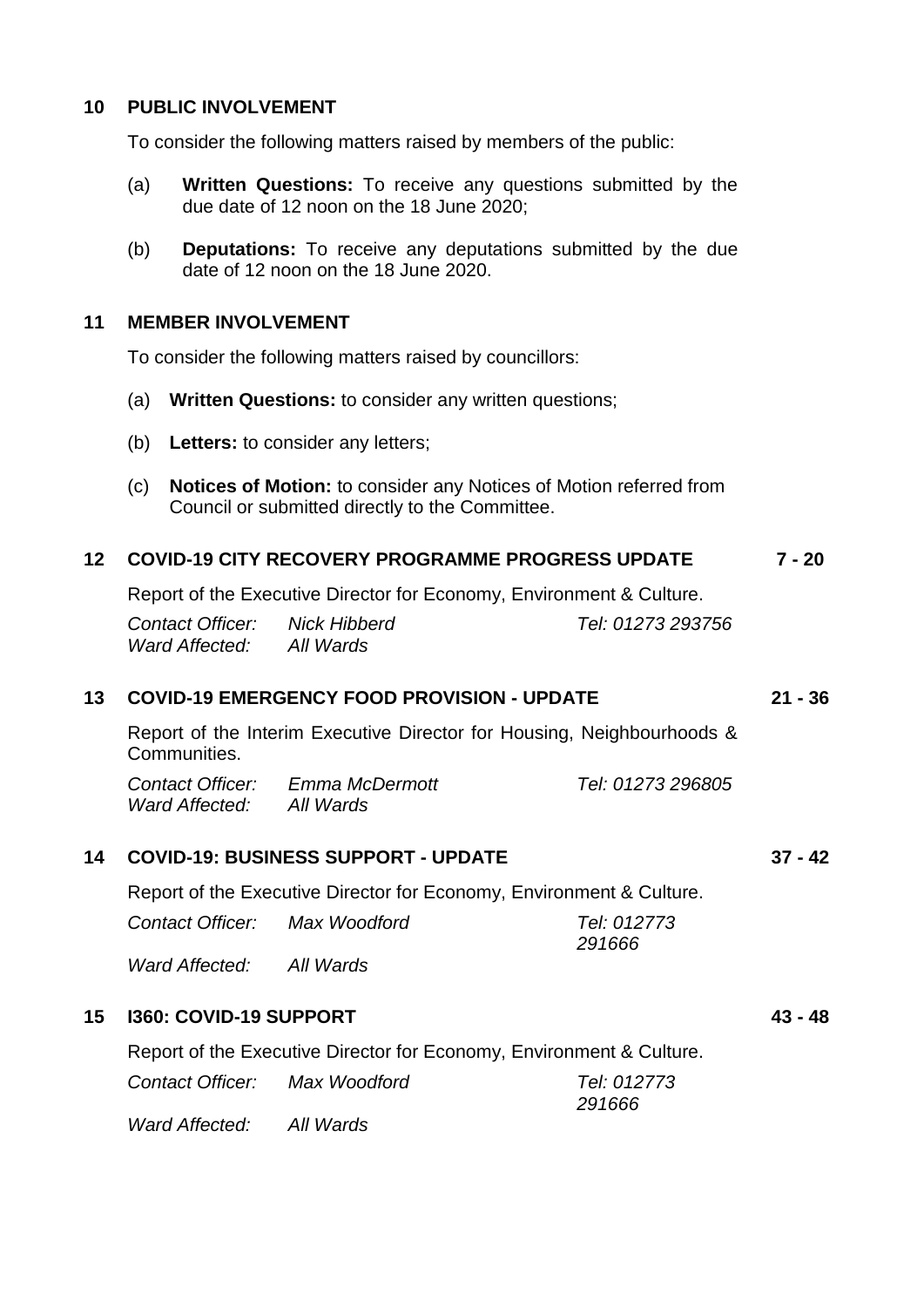## 10 PUBLIC INVOLVEMENT

To consider the following matters raised by members of the public:

(a) **Written Questions:** To receive any questions submitted by the due date of 12 noon on the 18 June 2020;

(b) **Deputations:** To receive any deputations submitted by the due date of 12 noon on the 18 June 2020.

## 11 MEMBER INVOLVEMENT

To consider the following matters raised by councillors:

(a) **Written Questions:** to consider any written questions;

(b) **Letters:** to consider any letters;

(c) **Notices of Motion:** to consider any Notices of Motion referred from Council or submitted directly to the Committee.

## 12 COVID-19 CITY RECOVERY PROGRAMME PROGRESS UPDATE — 7 - 20

Report of the Executive Director for Economy, Environment & Culture.

| | | |
|---|---|---|
| *Contact Officer:* | *Nick Hibberd* | *Tel: 01273 293756* |
| *Ward Affected:* | *All Wards* | |

## 13 COVID-19 EMERGENCY FOOD PROVISION - UPDATE — 21 - 36

Report of the Interim Executive Director for Housing, Neighbourhoods & Communities.

| | | |
|---|---|---|
| *Contact Officer:* | *Emma McDermott* | *Tel: 01273 296805* |
| *Ward Affected:* | *All Wards* | |

## 14 COVID-19: BUSINESS SUPPORT - UPDATE — 37 - 42

Report of the Executive Director for Economy, Environment & Culture.

| | | |
|---|---|---|
| *Contact Officer:* | *Max Woodford* | *Tel: 012773 291666* |
| *Ward Affected:* | *All Wards* | |

## 15 I360: COVID-19 SUPPORT — 43 - 48

Report of the Executive Director for Economy, Environment & Culture.

| | | |
|---|---|---|
| *Contact Officer:* | *Max Woodford* | *Tel: 012773 291666* |
| *Ward Affected:* | *All Wards* | |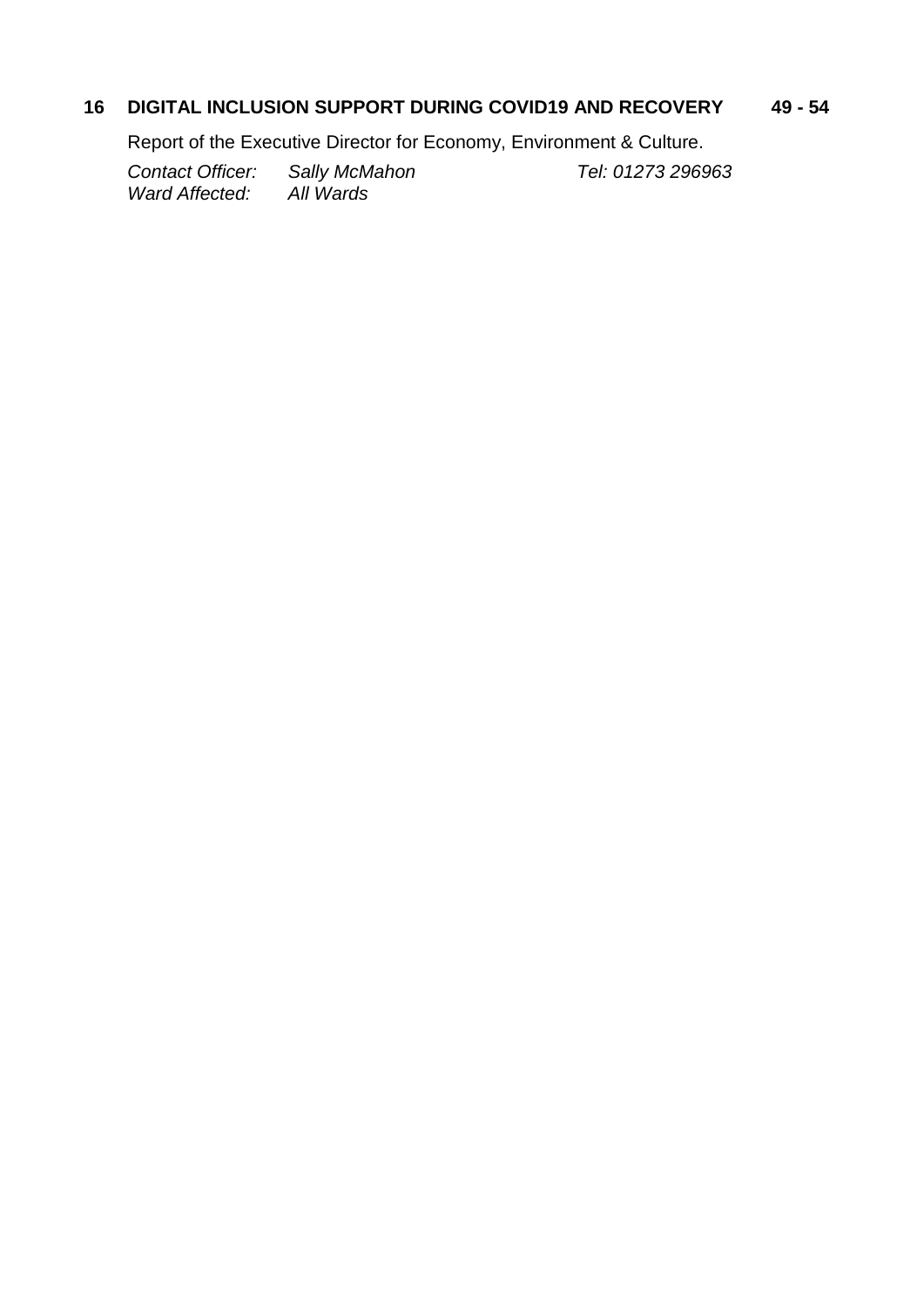**16 DIGITAL INCLUSION SUPPORT DURING COVID19 AND RECOVERY 49 - 54**

Report of the Executive Director for Economy, Environment & Culture.

*Contact Officer: Sally McMahon Tel: 01273 296963*
*Ward Affected: All Wards*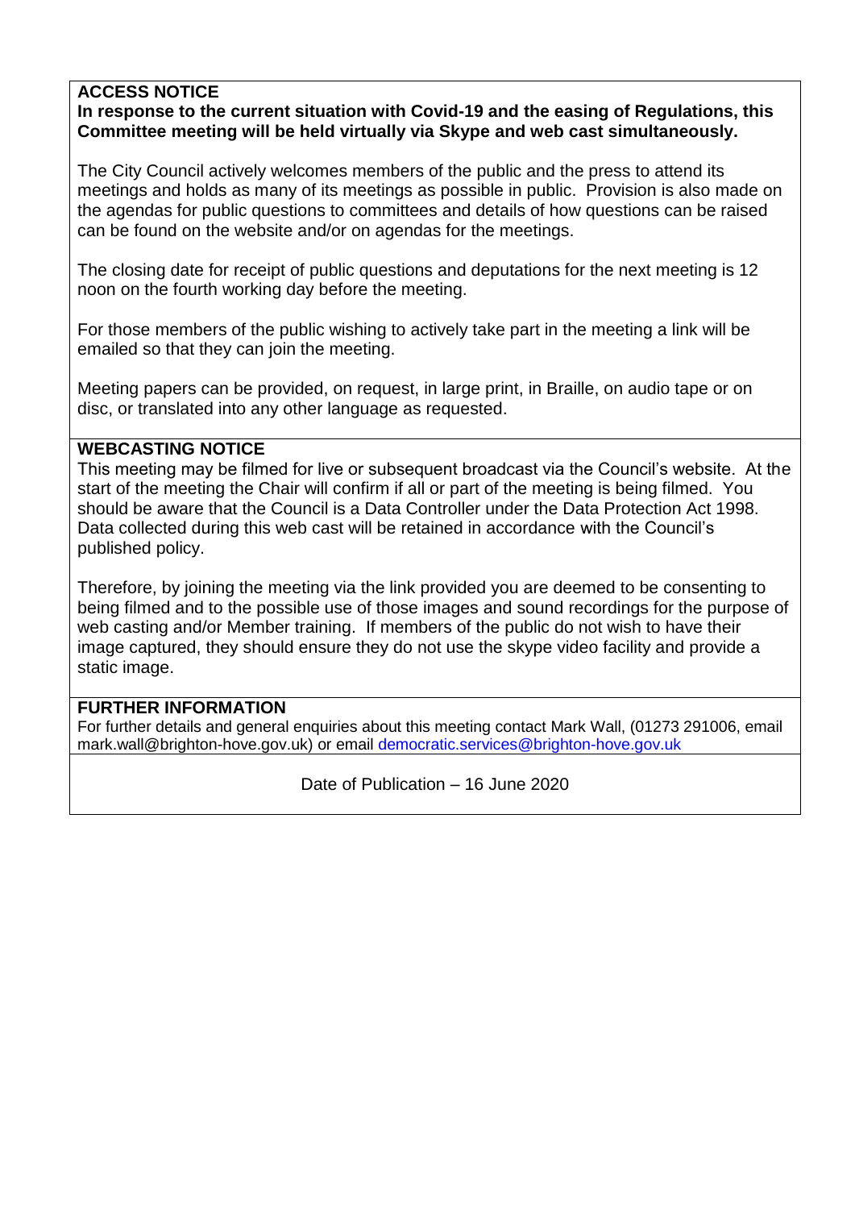## ACCESS NOTICE

**In response to the current situation with Covid-19 and the easing of Regulations, this Committee meeting will be held virtually via Skype and web cast simultaneously.**

The City Council actively welcomes members of the public and the press to attend its meetings and holds as many of its meetings as possible in public. Provision is also made on the agendas for public questions to committees and details of how questions can be raised can be found on the website and/or on agendas for the meetings.

The closing date for receipt of public questions and deputations for the next meeting is 12 noon on the fourth working day before the meeting.

For those members of the public wishing to actively take part in the meeting a link will be emailed so that they can join the meeting.

Meeting papers can be provided, on request, in large print, in Braille, on audio tape or on disc, or translated into any other language as requested.

## WEBCASTING NOTICE

This meeting may be filmed for live or subsequent broadcast via the Council's website. At the start of the meeting the Chair will confirm if all or part of the meeting is being filmed. You should be aware that the Council is a Data Controller under the Data Protection Act 1998. Data collected during this web cast will be retained in accordance with the Council's published policy.

Therefore, by joining the meeting via the link provided you are deemed to be consenting to being filmed and to the possible use of those images and sound recordings for the purpose of web casting and/or Member training. If members of the public do not wish to have their image captured, they should ensure they do not use the skype video facility and provide a static image.

## FURTHER INFORMATION

For further details and general enquiries about this meeting contact Mark Wall, (01273 291006, email mark.wall@brighton-hove.gov.uk) or email democratic.services@brighton-hove.gov.uk

Date of Publication – 16 June 2020